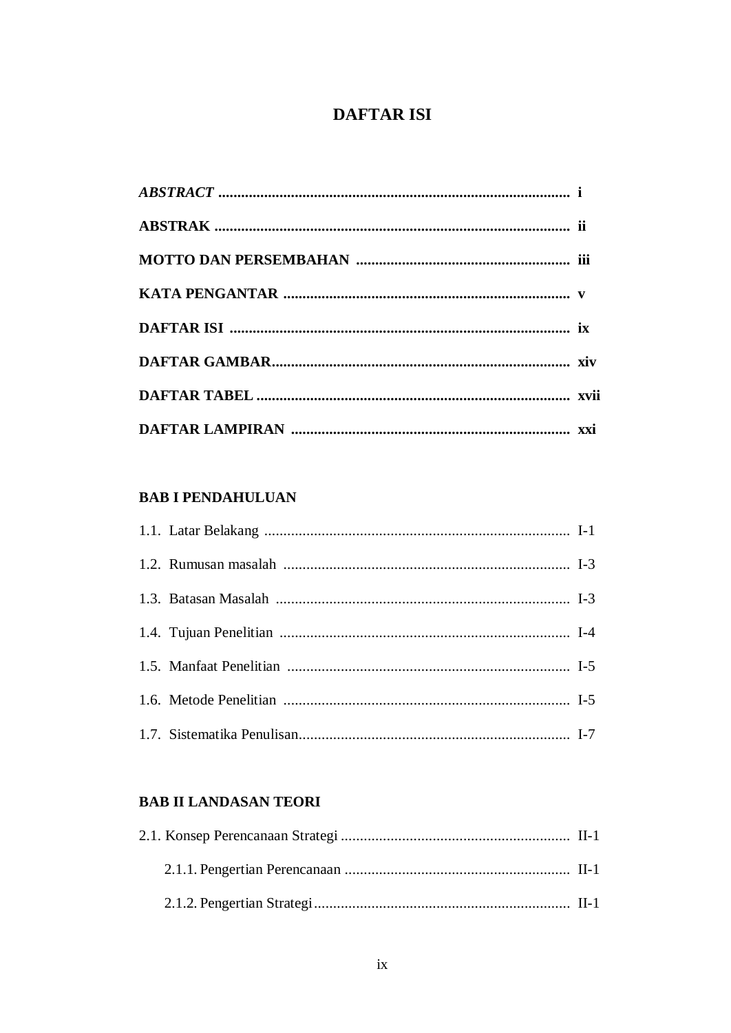# DAFTAR ISI

***ABSTRACT*** **.......................................................................................... i**

**ABSTRAK ............................................................................................ ii**

**MOTTO DAN PERSEMBAHAN ....................................................... iii**

**KATA PENGANTAR .......................................................................... v**

**DAFTAR ISI ........................................................................................ ix**

**DAFTAR GAMBAR............................................................................. xiv**

**DAFTAR TABEL ................................................................................ xvii**

**DAFTAR LAMPIRAN ......................................................................... xxi**

**BAB I PENDAHULUAN**

1.1. Latar Belakang ................................................................................ I-1

1.2. Rumusan masalah ........................................................................... I-3

1.3. Batasan Masalah ............................................................................. I-3

1.4. Tujuan Penelitian ............................................................................ I-4

1.5. Manfaat Penelitian .......................................................................... I-5

1.6. Metode Penelitian ........................................................................... I-5

1.7. Sistematika Penulisan...................................................................... I-7

**BAB II LANDASAN TEORI**

2.1. Konsep Perencanaan Strategi ............................................................ II-1

    2.1.1. Pengertian Perencanaan ........................................................... II-1

    2.1.2. Pengertian Strategi................................................................... II-1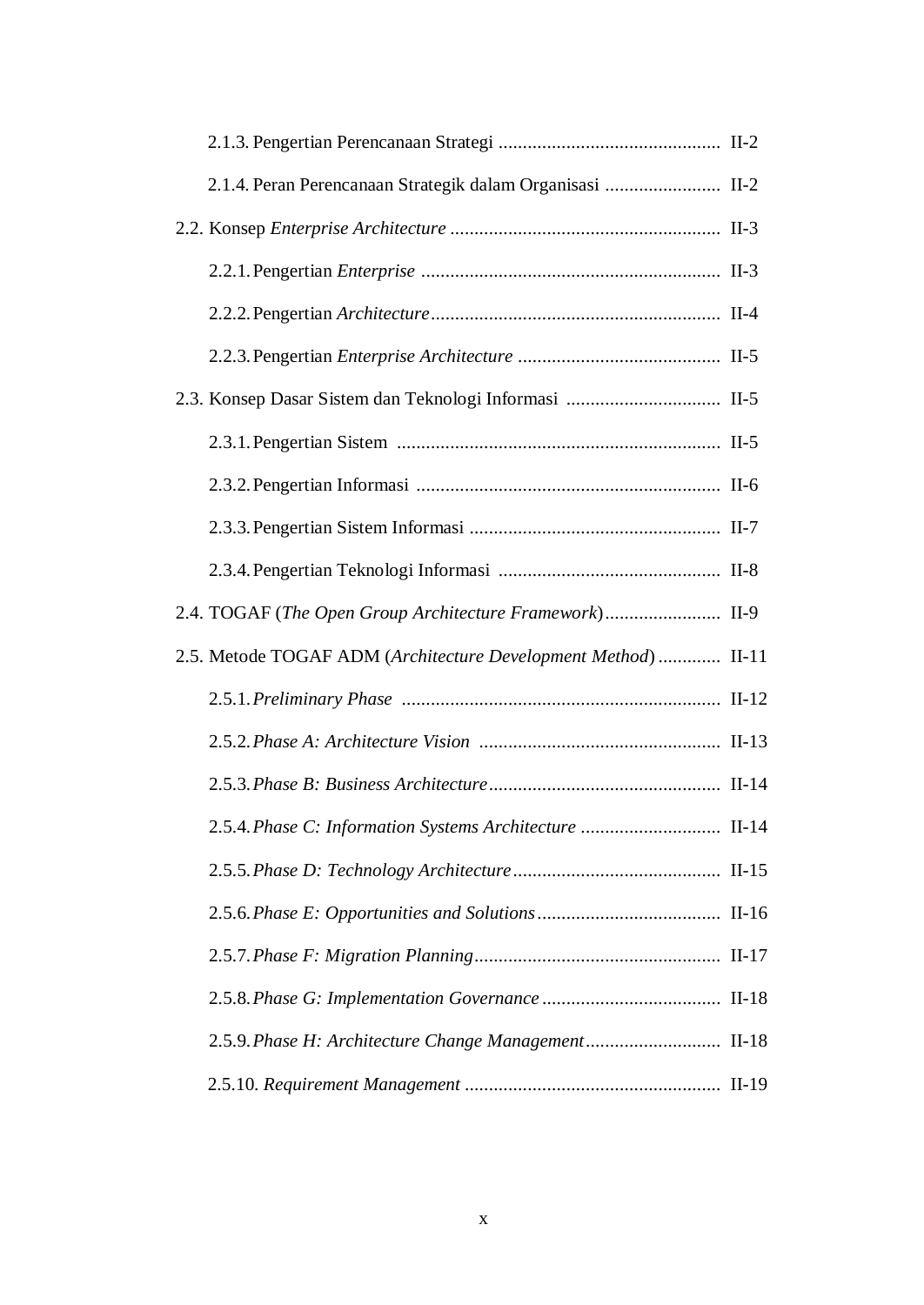2.1.3. Pengertian Perencanaan Strategi ............................................. II-2

2.1.4. Peran Perencanaan Strategik dalam Organisasi ........................ II-2

2.2. Konsep *Enterprise Architecture* ....................................................... II-3

2.2.1. Pengertian *Enterprise* ............................................................. II-3

2.2.2. Pengertian *Architecture*........................................................... II-4

2.2.3. Pengertian *Enterprise Architecture* .......................................... II-5

2.3. Konsep Dasar Sistem dan Teknologi Informasi ................................ II-5

2.3.1. Pengertian Sistem .................................................................. II-5

2.3.2. Pengertian Informasi .............................................................. II-6

2.3.3. Pengertian Sistem Informasi .................................................... II-7

2.3.4. Pengertian Teknologi Informasi ............................................. II-8

2.4. TOGAF (*The Open Group Architecture Framework*)........................ II-9

2.5. Metode TOGAF ADM (*Architecture Development Method*) ............. II-11

2.5.1. *Preliminary Phase* ................................................................. II-12

2.5.2. *Phase A: Architecture Vision* ................................................. II-13

2.5.3. *Phase B: Business Architecture*................................................ II-14

2.5.4. *Phase C: Information Systems Architecture* ............................. II-14

2.5.5. *Phase D: Technology Architecture*........................................... II-15

2.5.6. *Phase E: Opportunities and Solutions*...................................... II-16

2.5.7. *Phase F: Migration Planning*.................................................. II-17

2.5.8. *Phase G: Implementation Governance* ..................................... II-18

2.5.9. *Phase H: Architecture Change Management*............................ II-18

2.5.10. *Requirement Management* ..................................................... II-19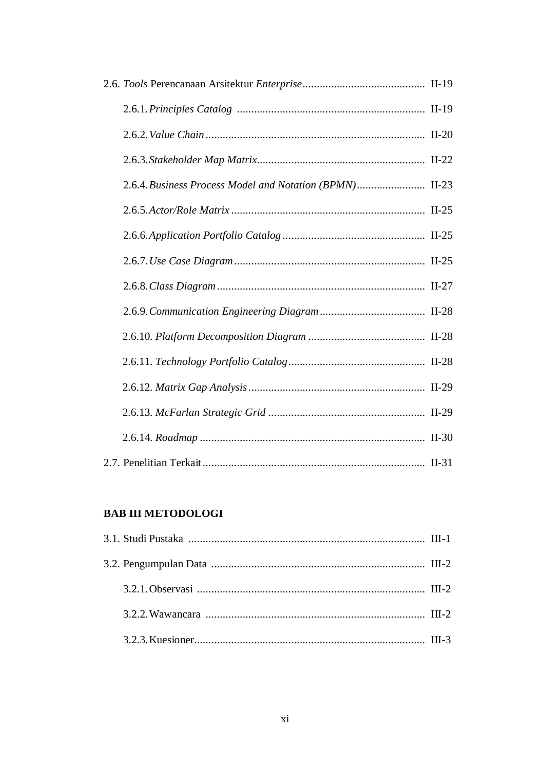2.6. *Tools* Perencanaan Arsitektur *Enterprise* ........................................... II-19

  2.6.1. *Principles Catalog* .................................................................. II-19

  2.6.2. *Value Chain* ............................................................................. II-20

  2.6.3. *Stakeholder Map Matrix* ........................................................... II-22

  2.6.4. *Business Process Model and Notation (BPMN)* ........................ II-23

  2.6.5. *Actor/Role Matrix* .................................................................... II-25

  2.6.6. *Application Portfolio Catalog* .................................................. II-25

  2.6.7. *Use Case Diagram* ................................................................... II-25

  2.6.8. *Class Diagram* ......................................................................... II-27

  2.6.9. *Communication Engineering Diagram* ..................................... II-28

  2.6.10. *Platform Decomposition Diagram* ......................................... II-28

  2.6.11. *Technology Portfolio Catalog* ................................................ II-28

  2.6.12. *Matrix Gap Analysis* .............................................................. II-29

  2.6.13. *McFarlan Strategic Grid* ........................................................ II-29

  2.6.14. *Roadmap* ............................................................................... II-30

2.7. Penelitian Terkait .............................................................................. II-31

**BAB III METODOLOGI**

3.1. Studi Pustaka .................................................................................... III-1

3.2. Pengumpulan Data ........................................................................... III-2

  3.2.1. Observasi ................................................................................ III-2

  3.2.2. Wawancara ............................................................................. III-2

  3.2.3. Kuesioner ................................................................................ III-3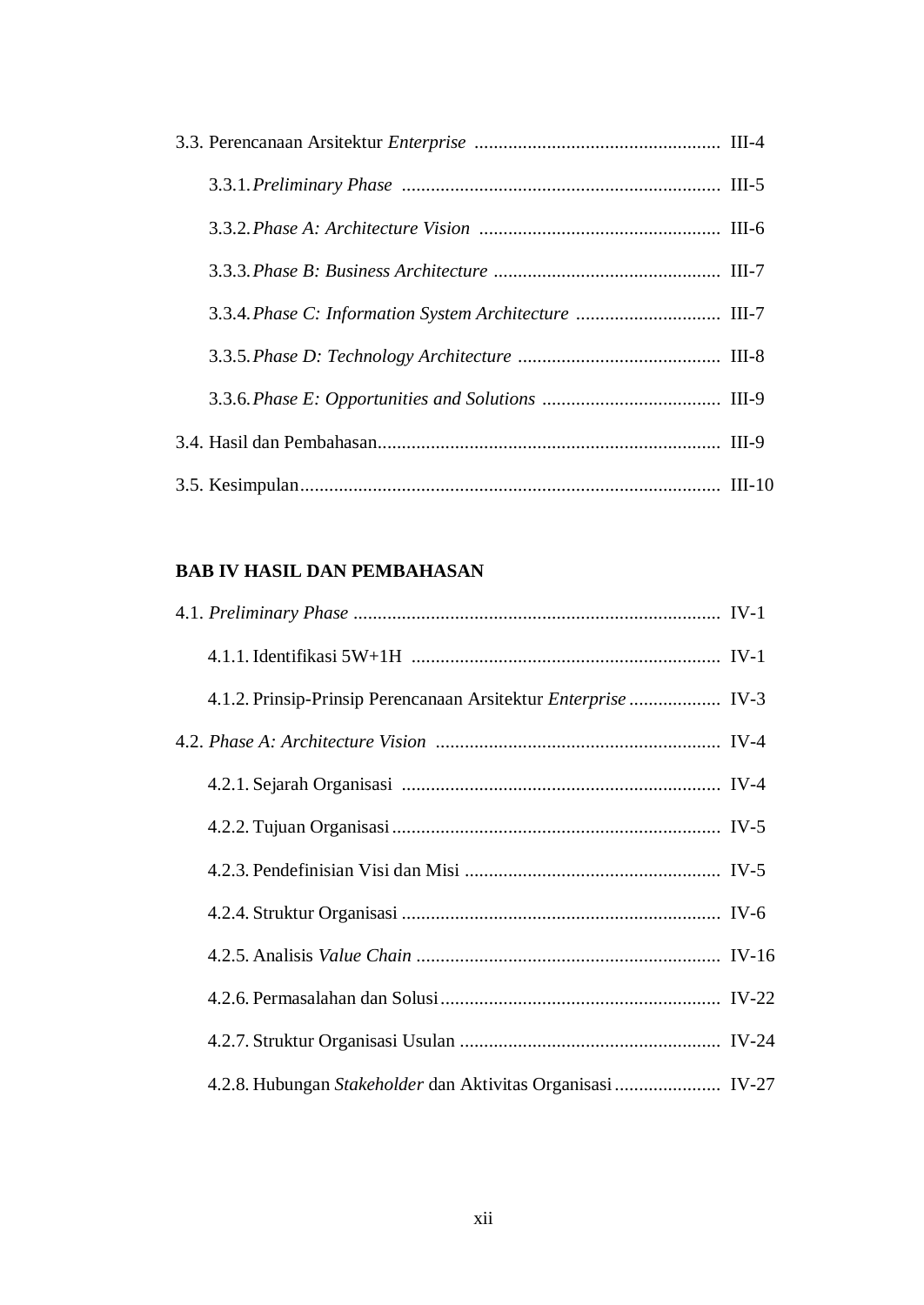3.3. Perencanaan Arsitektur *Enterprise* .................................................. III-4

3.3.1. *Preliminary Phase* .................................................................. III-5

3.3.2. *Phase A: Architecture Vision* .................................................. III-6

3.3.3. *Phase B: Business Architecture* ............................................... III-7

3.3.4. *Phase C: Information System Architecture* .............................. III-7

3.3.5. *Phase D: Technology Architecture* .......................................... III-8

3.3.6. *Phase E: Opportunities and Solutions* ..................................... III-9

3.4. Hasil dan Pembahasan...................................................................... III-9

3.5. Kesimpulan...................................................................................... III-10

**BAB IV HASIL DAN PEMBAHASAN**

4.1. *Preliminary Phase* ........................................................................... IV-1

4.1.1. Identifikasi 5W+1H ................................................................. IV-1

4.1.2. Prinsip-Prinsip Perencanaan Arsitektur *Enterprise* ................... IV-3

4.2. *Phase A: Architecture Vision* .......................................................... IV-4

4.2.1. Sejarah Organisasi .................................................................. IV-4

4.2.2. Tujuan Organisasi.................................................................... IV-5

4.2.3. Pendefinisian Visi dan Misi ..................................................... IV-5

4.2.4. Struktur Organisasi .................................................................. IV-6

4.2.5. Analisis *Value Chain* ............................................................... IV-16

4.2.6. Permasalahan dan Solusi.......................................................... IV-22

4.2.7. Struktur Organisasi Usulan ...................................................... IV-24

4.2.8. Hubungan *Stakeholder* dan Aktivitas Organisasi ...................... IV-27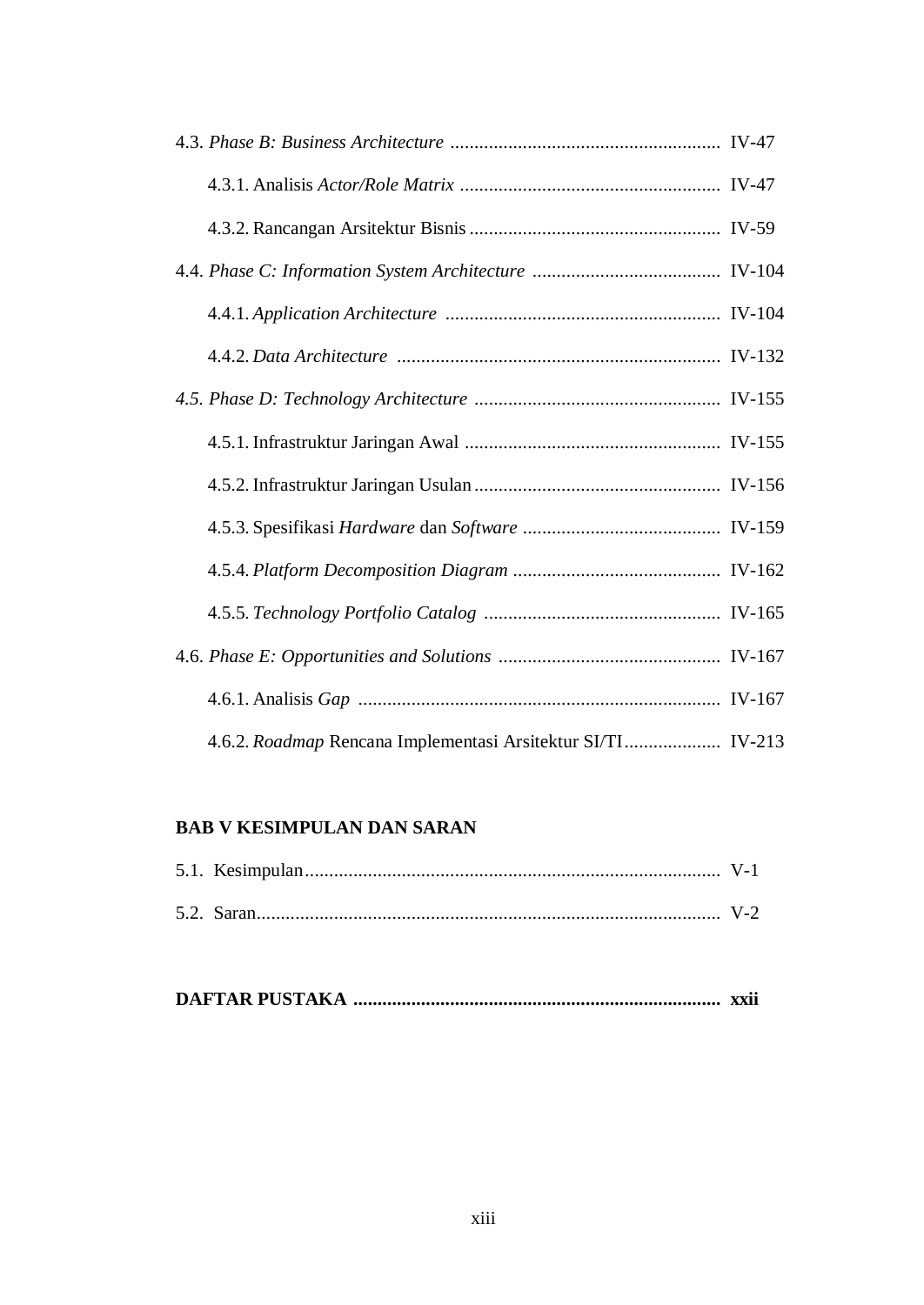4.3. *Phase B: Business Architecture* ........................................................ IV-47

4.3.1. Analisis *Actor/Role Matrix* ...................................................... IV-47

4.3.2. Rancangan Arsitektur Bisnis .................................................... IV-59

4.4. *Phase C: Information System Architecture* ....................................... IV-104

4.4.1. *Application Architecture* ......................................................... IV-104

4.4.2. *Data Architecture* ................................................................... IV-132

*4.5. Phase D: Technology Architecture* .................................................. IV-155

4.5.1. Infrastruktur Jaringan Awal ..................................................... IV-155

4.5.2. Infrastruktur Jaringan Usulan ................................................... IV-156

4.5.3. Spesifikasi *Hardware* dan *Software* ......................................... IV-159

4.5.4. *Platform Decomposition Diagram* ........................................... IV-162

4.5.5. *Technology Portfolio Catalog* ................................................. IV-165

4.6. *Phase E: Opportunities and Solutions* .............................................. IV-167

4.6.1. Analisis *Gap* ........................................................................... IV-167

4.6.2. *Roadmap* Rencana Implementasi Arsitektur SI/TI.................... IV-213

**BAB V KESIMPULAN DAN SARAN**

5.1. Kesimpulan...................................................................................... V-1

5.2. Saran................................................................................................ V-2

**DAFTAR PUSTAKA ............................................................................ xxii**